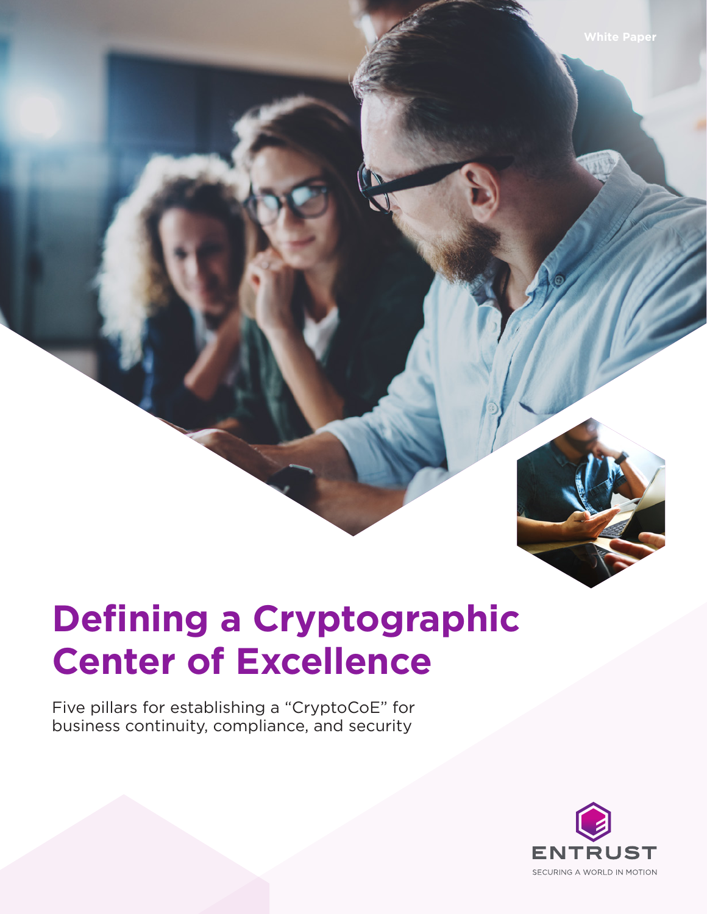White Paper

# Defining a Cryptographic Center of Excellence

Five pillars for establishing a "CryptoCoE" for business continuity, compliance, and security

ENTRUST

SECURING A WORLD IN MOTION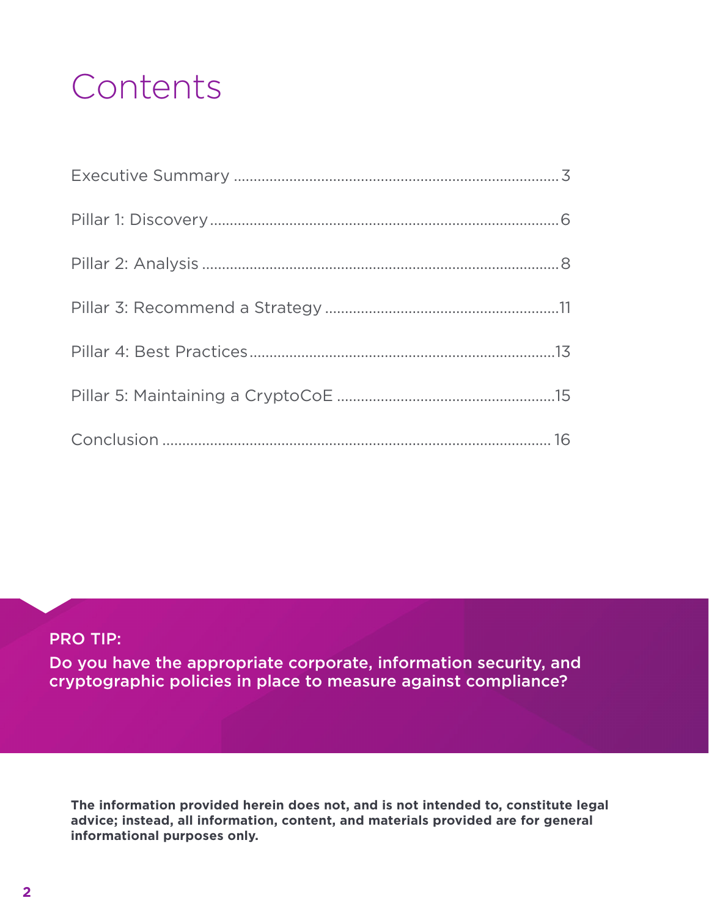# Contents

Executive Summary ........................................ 3

Pillar 1: Discovery ........................................ 6

Pillar 2: Analysis ........................................ 8

Pillar 3: Recommend a Strategy ........................................ 11

Pillar 4: Best Practices ........................................ 13

Pillar 5: Maintaining a CryptoCoE ........................................ 15

Conclusion ........................................ 16

PRO TIP:

**Do you have the appropriate corporate, information security, and cryptographic policies in place to measure against compliance?**

**The information provided herein does not, and is not intended to, constitute legal advice; instead, all information, content, and materials provided are for general informational purposes only.**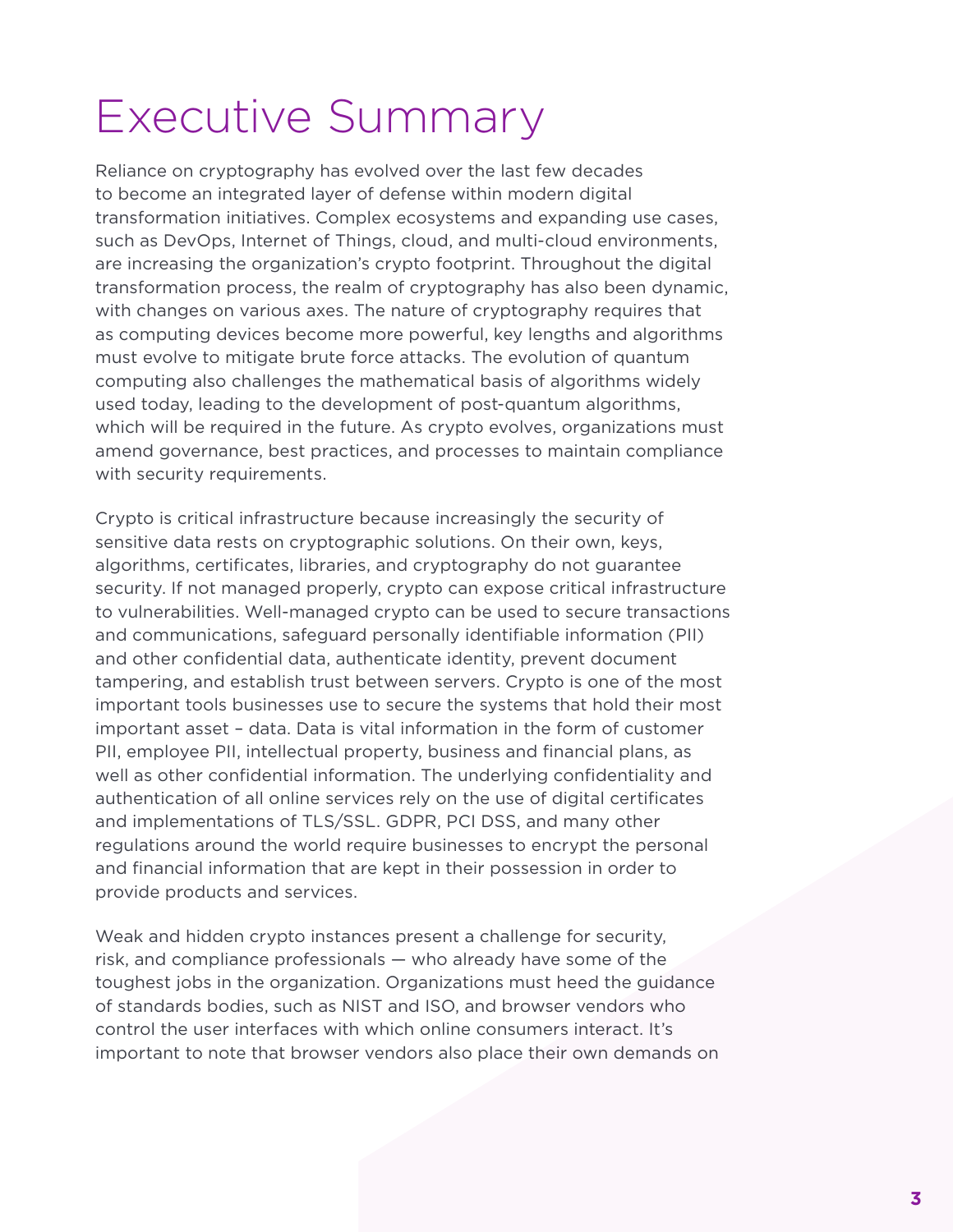# Executive Summary

Reliance on cryptography has evolved over the last few decades to become an integrated layer of defense within modern digital transformation initiatives. Complex ecosystems and expanding use cases, such as DevOps, Internet of Things, cloud, and multi-cloud environments, are increasing the organization's crypto footprint. Throughout the digital transformation process, the realm of cryptography has also been dynamic, with changes on various axes. The nature of cryptography requires that as computing devices become more powerful, key lengths and algorithms must evolve to mitigate brute force attacks. The evolution of quantum computing also challenges the mathematical basis of algorithms widely used today, leading to the development of post-quantum algorithms, which will be required in the future. As crypto evolves, organizations must amend governance, best practices, and processes to maintain compliance with security requirements.

Crypto is critical infrastructure because increasingly the security of sensitive data rests on cryptographic solutions. On their own, keys, algorithms, certificates, libraries, and cryptography do not guarantee security. If not managed properly, crypto can expose critical infrastructure to vulnerabilities. Well-managed crypto can be used to secure transactions and communications, safeguard personally identifiable information (PII) and other confidential data, authenticate identity, prevent document tampering, and establish trust between servers. Crypto is one of the most important tools businesses use to secure the systems that hold their most important asset – data. Data is vital information in the form of customer PII, employee PII, intellectual property, business and financial plans, as well as other confidential information. The underlying confidentiality and authentication of all online services rely on the use of digital certificates and implementations of TLS/SSL. GDPR, PCI DSS, and many other regulations around the world require businesses to encrypt the personal and financial information that are kept in their possession in order to provide products and services.

Weak and hidden crypto instances present a challenge for security, risk, and compliance professionals — who already have some of the toughest jobs in the organization. Organizations must heed the guidance of standards bodies, such as NIST and ISO, and browser vendors who control the user interfaces with which online consumers interact. It's important to note that browser vendors also place their own demands on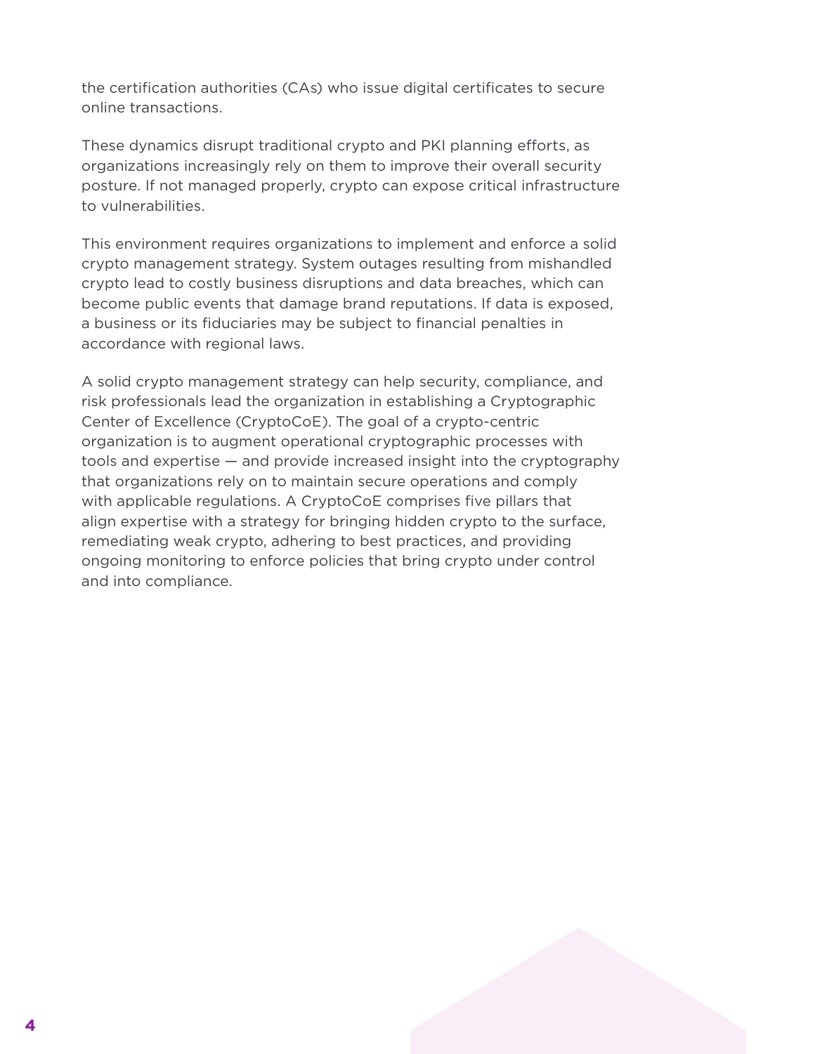the certification authorities (CAs) who issue digital certificates to secure online transactions.

These dynamics disrupt traditional crypto and PKI planning efforts, as organizations increasingly rely on them to improve their overall security posture. If not managed properly, crypto can expose critical infrastructure to vulnerabilities.

This environment requires organizations to implement and enforce a solid crypto management strategy. System outages resulting from mishandled crypto lead to costly business disruptions and data breaches, which can become public events that damage brand reputations. If data is exposed, a business or its fiduciaries may be subject to financial penalties in accordance with regional laws.

A solid crypto management strategy can help security, compliance, and risk professionals lead the organization in establishing a Cryptographic Center of Excellence (CryptoCoE). The goal of a crypto-centric organization is to augment operational cryptographic processes with tools and expertise — and provide increased insight into the cryptography that organizations rely on to maintain secure operations and comply with applicable regulations. A CryptoCoE comprises five pillars that align expertise with a strategy for bringing hidden crypto to the surface, remediating weak crypto, adhering to best practices, and providing ongoing monitoring to enforce policies that bring crypto under control and into compliance.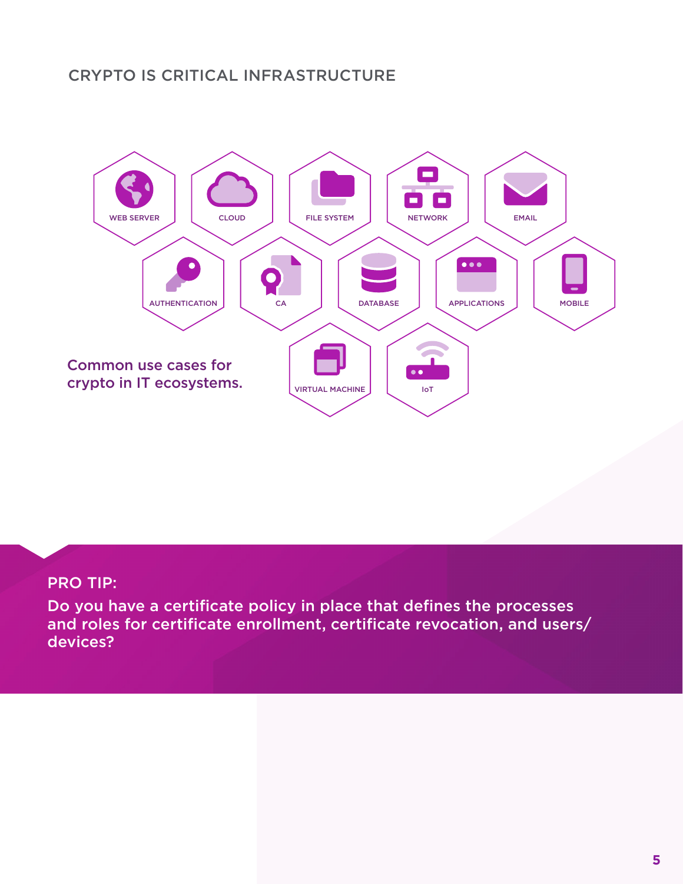## CRYPTO IS CRITICAL INFRASTRUCTURE

WEB SERVER

CLOUD

FILE SYSTEM

NETWORK

EMAIL

AUTHENTICATION

CA

DATABASE

APPLICATIONS

MOBILE

VIRTUAL MACHINE

IoT

Common use cases for crypto in IT ecosystems.

**PRO TIP:**

Do you have a certificate policy in place that defines the processes and roles for certificate enrollment, certificate revocation, and users/devices?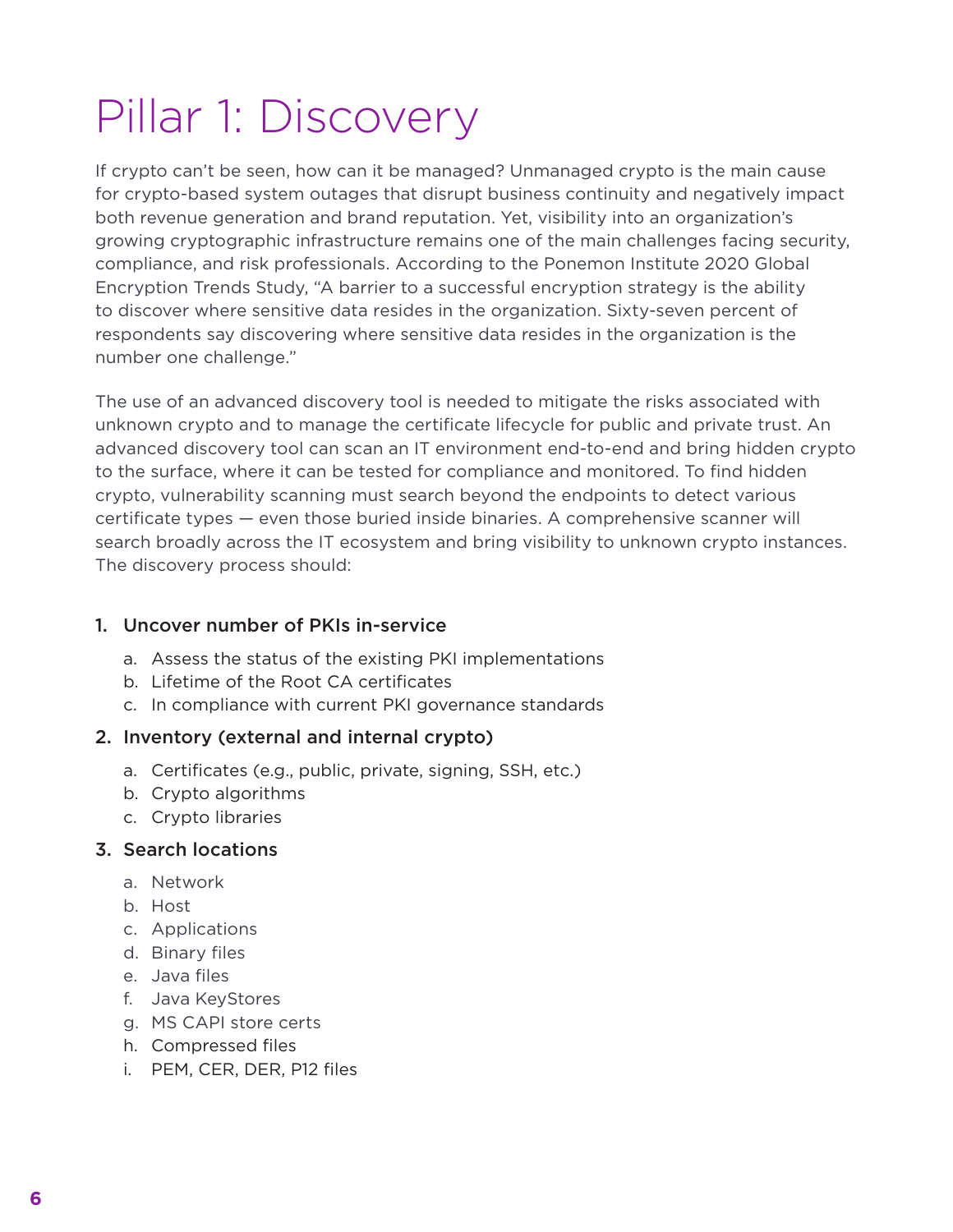# Pillar 1: Discovery

If crypto can't be seen, how can it be managed? Unmanaged crypto is the main cause for crypto-based system outages that disrupt business continuity and negatively impact both revenue generation and brand reputation. Yet, visibility into an organization's growing cryptographic infrastructure remains one of the main challenges facing security, compliance, and risk professionals. According to the Ponemon Institute 2020 Global Encryption Trends Study, "A barrier to a successful encryption strategy is the ability to discover where sensitive data resides in the organization. Sixty-seven percent of respondents say discovering where sensitive data resides in the organization is the number one challenge."

The use of an advanced discovery tool is needed to mitigate the risks associated with unknown crypto and to manage the certificate lifecycle for public and private trust. An advanced discovery tool can scan an IT environment end-to-end and bring hidden crypto to the surface, where it can be tested for compliance and monitored. To find hidden crypto, vulnerability scanning must search beyond the endpoints to detect various certificate types — even those buried inside binaries. A comprehensive scanner will search broadly across the IT ecosystem and bring visibility to unknown crypto instances. The discovery process should:

1. Uncover number of PKIs in-service
   a. Assess the status of the existing PKI implementations
   b. Lifetime of the Root CA certificates
   c. In compliance with current PKI governance standards
2. Inventory (external and internal crypto)
   a. Certificates (e.g., public, private, signing, SSH, etc.)
   b. Crypto algorithms
   c. Crypto libraries
3. Search locations
   a. Network
   b. Host
   c. Applications
   d. Binary files
   e. Java files
   f. Java KeyStores
   g. MS CAPI store certs
   h. Compressed files
   i. PEM, CER, DER, P12 files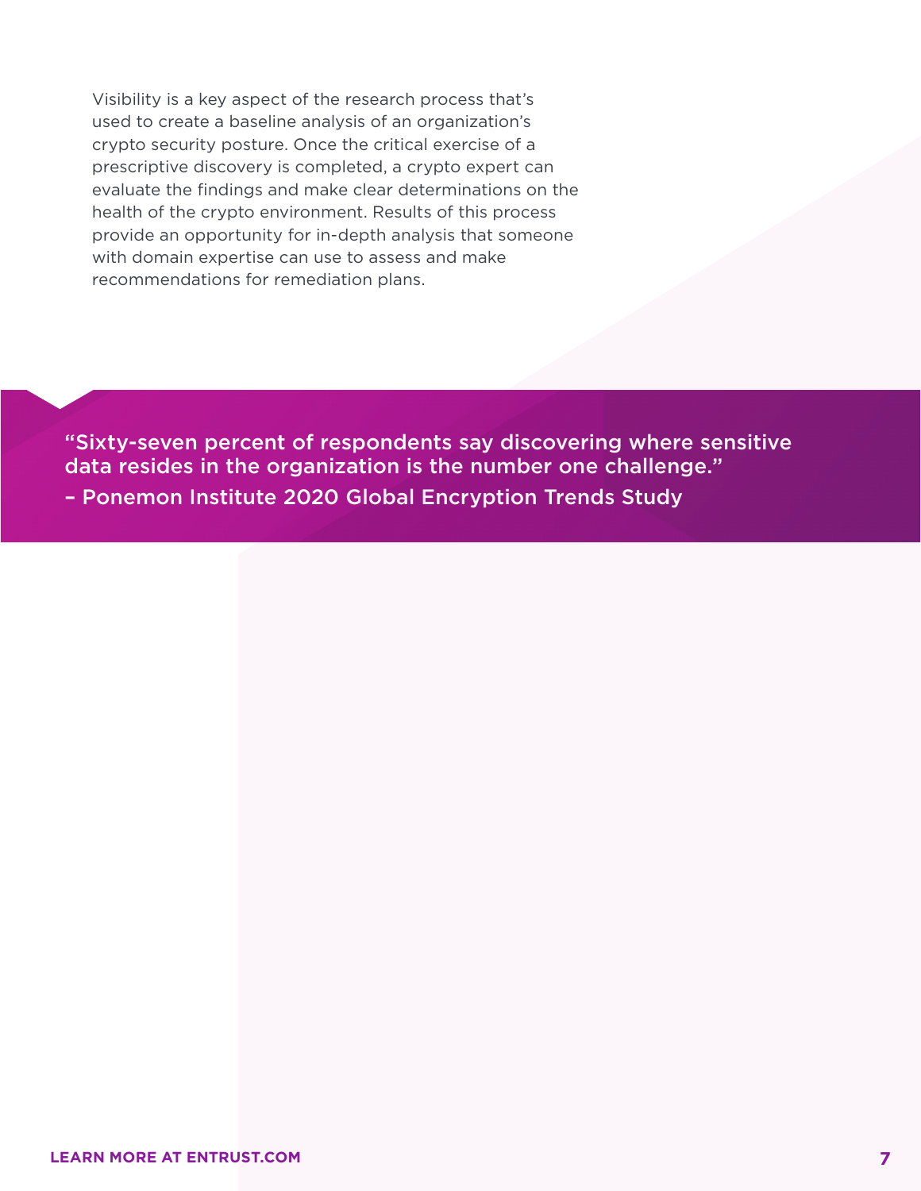Visibility is a key aspect of the research process that's used to create a baseline analysis of an organization's crypto security posture. Once the critical exercise of a prescriptive discovery is completed, a crypto expert can evaluate the findings and make clear determinations on the health of the crypto environment. Results of this process provide an opportunity for in-depth analysis that someone with domain expertise can use to assess and make recommendations for remediation plans.

> "Sixty-seven percent of respondents say discovering where sensitive data resides in the organization is the number one challenge."
> – Ponemon Institute 2020 Global Encryption Trends Study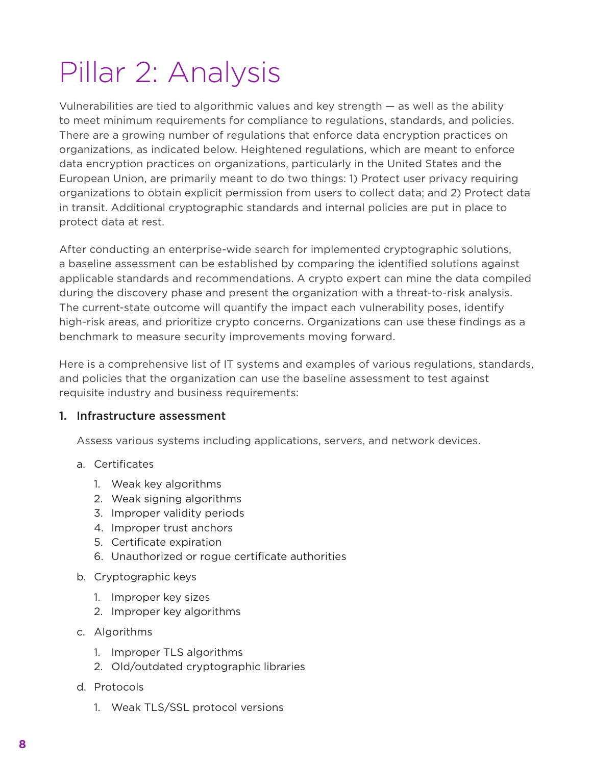# Pillar 2: Analysis

Vulnerabilities are tied to algorithmic values and key strength — as well as the ability to meet minimum requirements for compliance to regulations, standards, and policies. There are a growing number of regulations that enforce data encryption practices on organizations, as indicated below. Heightened regulations, which are meant to enforce data encryption practices on organizations, particularly in the United States and the European Union, are primarily meant to do two things: 1) Protect user privacy requiring organizations to obtain explicit permission from users to collect data; and 2) Protect data in transit. Additional cryptographic standards and internal policies are put in place to protect data at rest.

After conducting an enterprise-wide search for implemented cryptographic solutions, a baseline assessment can be established by comparing the identified solutions against applicable standards and recommendations. A crypto expert can mine the data compiled during the discovery phase and present the organization with a threat-to-risk analysis. The current-state outcome will quantify the impact each vulnerability poses, identify high-risk areas, and prioritize crypto concerns. Organizations can use these findings as a benchmark to measure security improvements moving forward.

Here is a comprehensive list of IT systems and examples of various regulations, standards, and policies that the organization can use the baseline assessment to test against requisite industry and business requirements:

1. **Infrastructure assessment**

   Assess various systems including applications, servers, and network devices.

   a. Certificates
      1. Weak key algorithms
      2. Weak signing algorithms
      3. Improper validity periods
      4. Improper trust anchors
      5. Certificate expiration
      6. Unauthorized or rogue certificate authorities

   b. Cryptographic keys
      1. Improper key sizes
      2. Improper key algorithms

   c. Algorithms
      1. Improper TLS algorithms
      2. Old/outdated cryptographic libraries

   d. Protocols
      1. Weak TLS/SSL protocol versions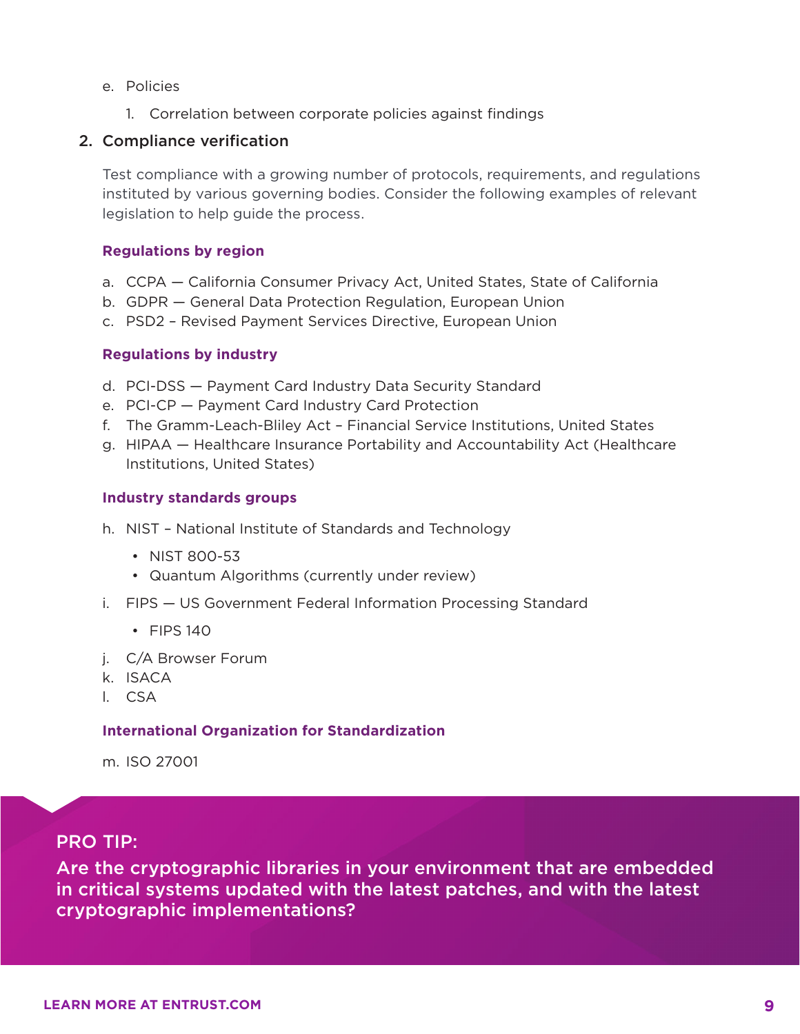e. Policies

   1. Correlation between corporate policies against findings

2. Compliance verification

   Test compliance with a growing number of protocols, requirements, and regulations instituted by various governing bodies. Consider the following examples of relevant legislation to help guide the process.

   **Regulations by region**

   a. CCPA — California Consumer Privacy Act, United States, State of California
   b. GDPR — General Data Protection Regulation, European Union
   c. PSD2 – Revised Payment Services Directive, European Union

   **Regulations by industry**

   d. PCI-DSS — Payment Card Industry Data Security Standard
   e. PCI-CP — Payment Card Industry Card Protection
   f. The Gramm-Leach-Bliley Act – Financial Service Institutions, United States
   g. HIPAA — Healthcare Insurance Portability and Accountability Act (Healthcare Institutions, United States)

   **Industry standards groups**

   h. NIST – National Institute of Standards and Technology
      - NIST 800-53
      - Quantum Algorithms (currently under review)
   i. FIPS — US Government Federal Information Processing Standard
      - FIPS 140
   j. C/A Browser Forum
   k. ISACA
   l. CSA

   **International Organization for Standardization**

   m. ISO 27001

**PRO TIP:**

**Are the cryptographic libraries in your environment that are embedded in critical systems updated with the latest patches, and with the latest cryptographic implementations?**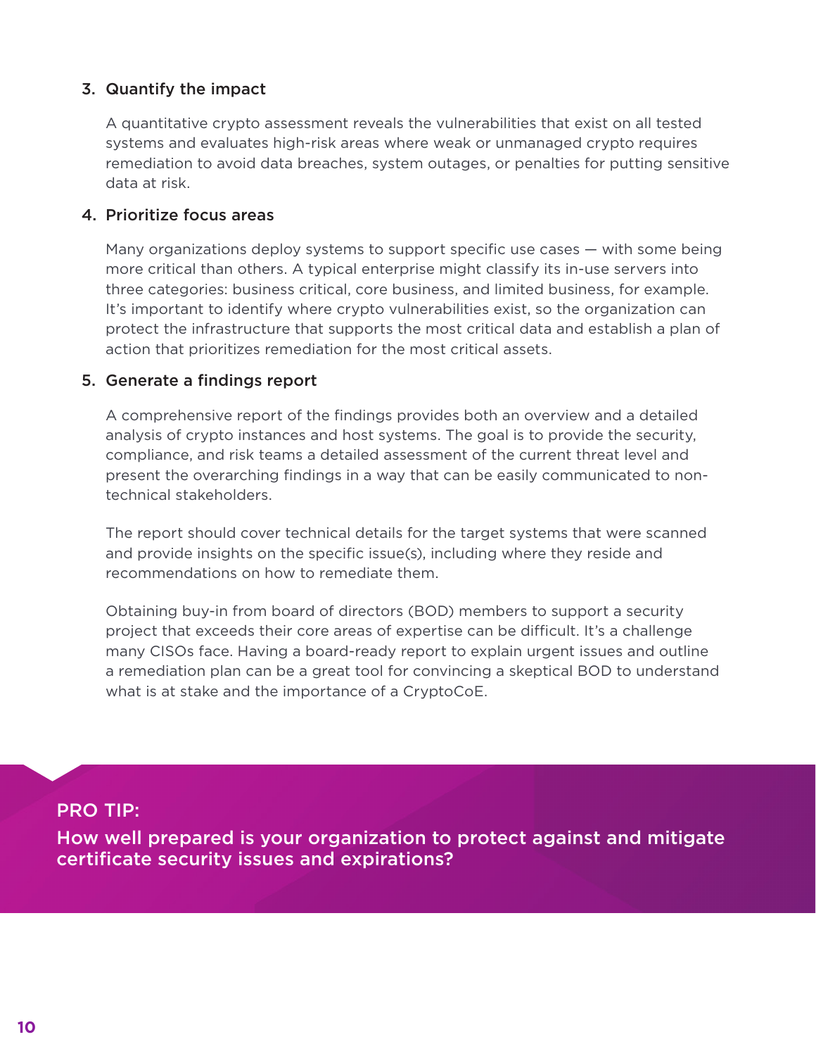3. **Quantify the impact**

   A quantitative crypto assessment reveals the vulnerabilities that exist on all tested systems and evaluates high-risk areas where weak or unmanaged crypto requires remediation to avoid data breaches, system outages, or penalties for putting sensitive data at risk.

4. **Prioritize focus areas**

   Many organizations deploy systems to support specific use cases — with some being more critical than others. A typical enterprise might classify its in-use servers into three categories: business critical, core business, and limited business, for example. It's important to identify where crypto vulnerabilities exist, so the organization can protect the infrastructure that supports the most critical data and establish a plan of action that prioritizes remediation for the most critical assets.

5. **Generate a findings report**

   A comprehensive report of the findings provides both an overview and a detailed analysis of crypto instances and host systems. The goal is to provide the security, compliance, and risk teams a detailed assessment of the current threat level and present the overarching findings in a way that can be easily communicated to non-technical stakeholders.

   The report should cover technical details for the target systems that were scanned and provide insights on the specific issue(s), including where they reside and recommendations on how to remediate them.

   Obtaining buy-in from board of directors (BOD) members to support a security project that exceeds their core areas of expertise can be difficult. It's a challenge many CISOs face. Having a board-ready report to explain urgent issues and outline a remediation plan can be a great tool for convincing a skeptical BOD to understand what is at stake and the importance of a CryptoCoE.

**PRO TIP:**

**How well prepared is your organization to protect against and mitigate certificate security issues and expirations?**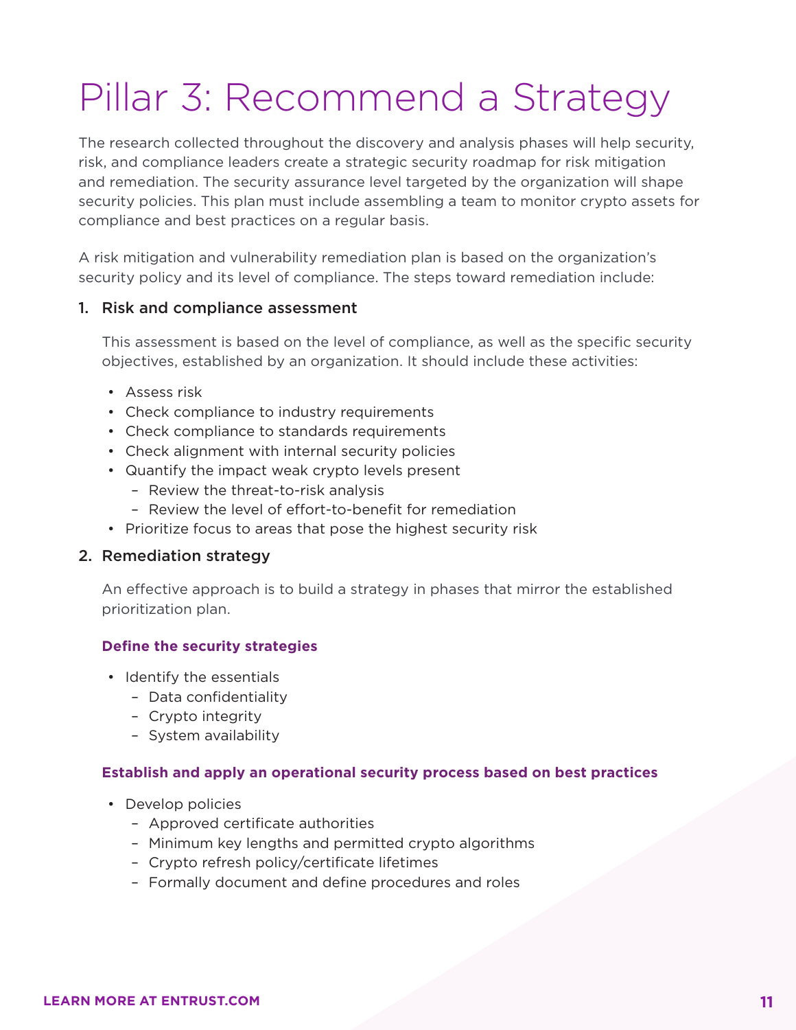# Pillar 3: Recommend a Strategy

The research collected throughout the discovery and analysis phases will help security, risk, and compliance leaders create a strategic security roadmap for risk mitigation and remediation. The security assurance level targeted by the organization will shape security policies. This plan must include assembling a team to monitor crypto assets for compliance and best practices on a regular basis.

A risk mitigation and vulnerability remediation plan is based on the organization's security policy and its level of compliance. The steps toward remediation include:

1. Risk and compliance assessment

   This assessment is based on the level of compliance, as well as the specific security objectives, established by an organization. It should include these activities:

   - Assess risk
   - Check compliance to industry requirements
   - Check compliance to standards requirements
   - Check alignment with internal security policies
   - Quantify the impact weak crypto levels present
     - Review the threat-to-risk analysis
     - Review the level of effort-to-benefit for remediation
   - Prioritize focus to areas that pose the highest security risk

2. Remediation strategy

   An effective approach is to build a strategy in phases that mirror the established prioritization plan.

   **Define the security strategies**

   - Identify the essentials
     - Data confidentiality
     - Crypto integrity
     - System availability

   **Establish and apply an operational security process based on best practices**

   - Develop policies
     - Approved certificate authorities
     - Minimum key lengths and permitted crypto algorithms
     - Crypto refresh policy/certificate lifetimes
     - Formally document and define procedures and roles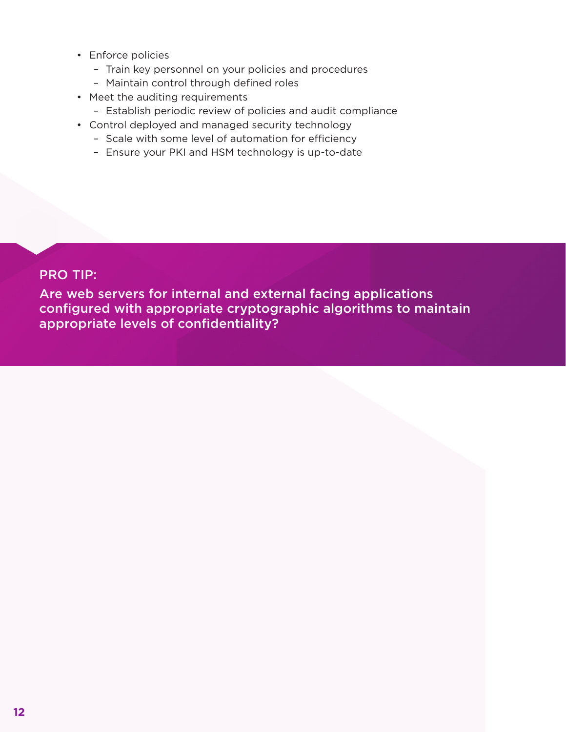- Enforce policies
  - Train key personnel on your policies and procedures
  - Maintain control through defined roles
- Meet the auditing requirements
  - Establish periodic review of policies and audit compliance
- Control deployed and managed security technology
  - Scale with some level of automation for efficiency
  - Ensure your PKI and HSM technology is up-to-date

PRO TIP:

**Are web servers for internal and external facing applications configured with appropriate cryptographic algorithms to maintain appropriate levels of confidentiality?**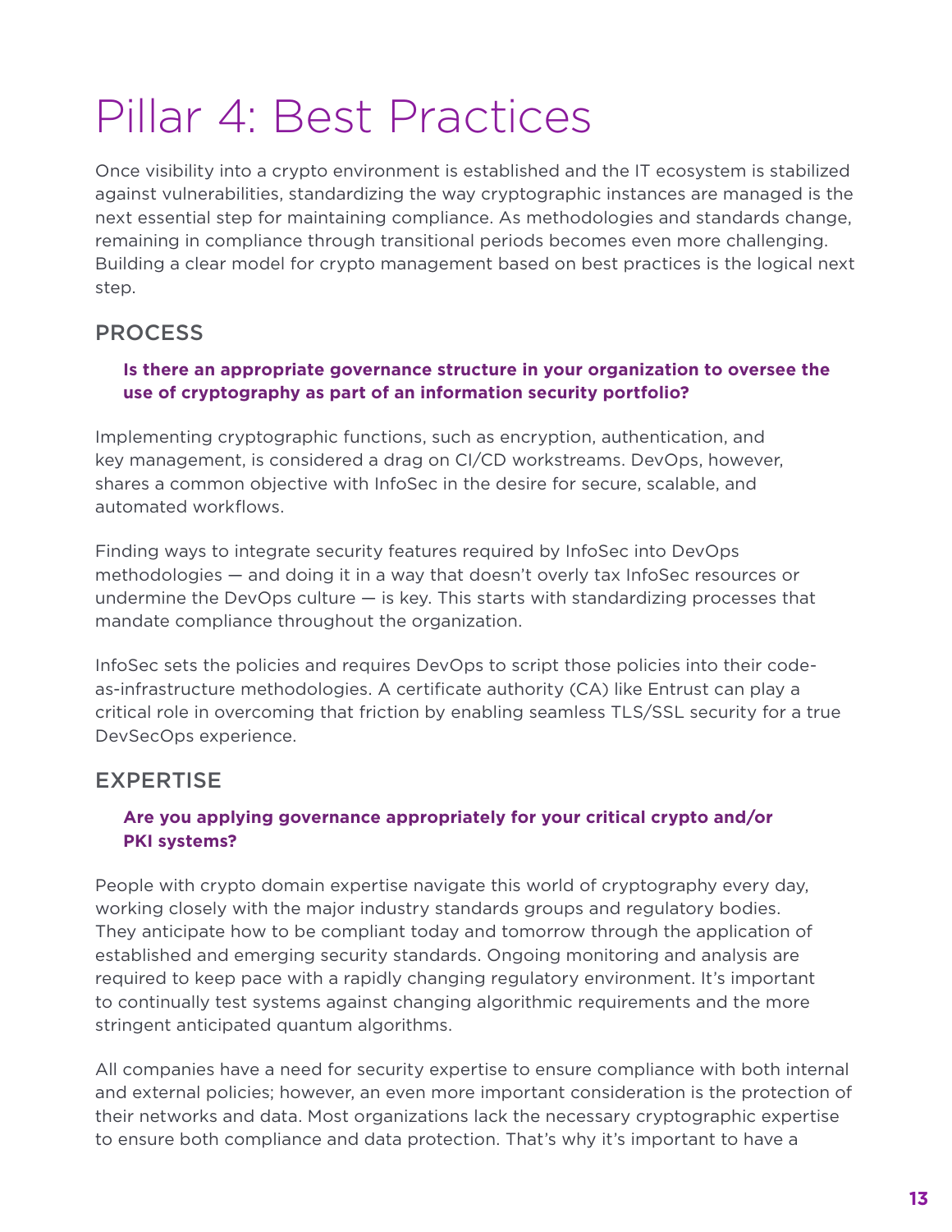# Pillar 4: Best Practices

Once visibility into a crypto environment is established and the IT ecosystem is stabilized against vulnerabilities, standardizing the way cryptographic instances are managed is the next essential step for maintaining compliance. As methodologies and standards change, remaining in compliance through transitional periods becomes even more challenging. Building a clear model for crypto management based on best practices is the logical next step.

## PROCESS

**Is there an appropriate governance structure in your organization to oversee the use of cryptography as part of an information security portfolio?**

Implementing cryptographic functions, such as encryption, authentication, and key management, is considered a drag on CI/CD workstreams. DevOps, however, shares a common objective with InfoSec in the desire for secure, scalable, and automated workflows.

Finding ways to integrate security features required by InfoSec into DevOps methodologies — and doing it in a way that doesn't overly tax InfoSec resources or undermine the DevOps culture — is key. This starts with standardizing processes that mandate compliance throughout the organization.

InfoSec sets the policies and requires DevOps to script those policies into their code-as-infrastructure methodologies. A certificate authority (CA) like Entrust can play a critical role in overcoming that friction by enabling seamless TLS/SSL security for a true DevSecOps experience.

## EXPERTISE

**Are you applying governance appropriately for your critical crypto and/or PKI systems?**

People with crypto domain expertise navigate this world of cryptography every day, working closely with the major industry standards groups and regulatory bodies. They anticipate how to be compliant today and tomorrow through the application of established and emerging security standards. Ongoing monitoring and analysis are required to keep pace with a rapidly changing regulatory environment. It's important to continually test systems against changing algorithmic requirements and the more stringent anticipated quantum algorithms.

All companies have a need for security expertise to ensure compliance with both internal and external policies; however, an even more important consideration is the protection of their networks and data. Most organizations lack the necessary cryptographic expertise to ensure both compliance and data protection. That's why it's important to have a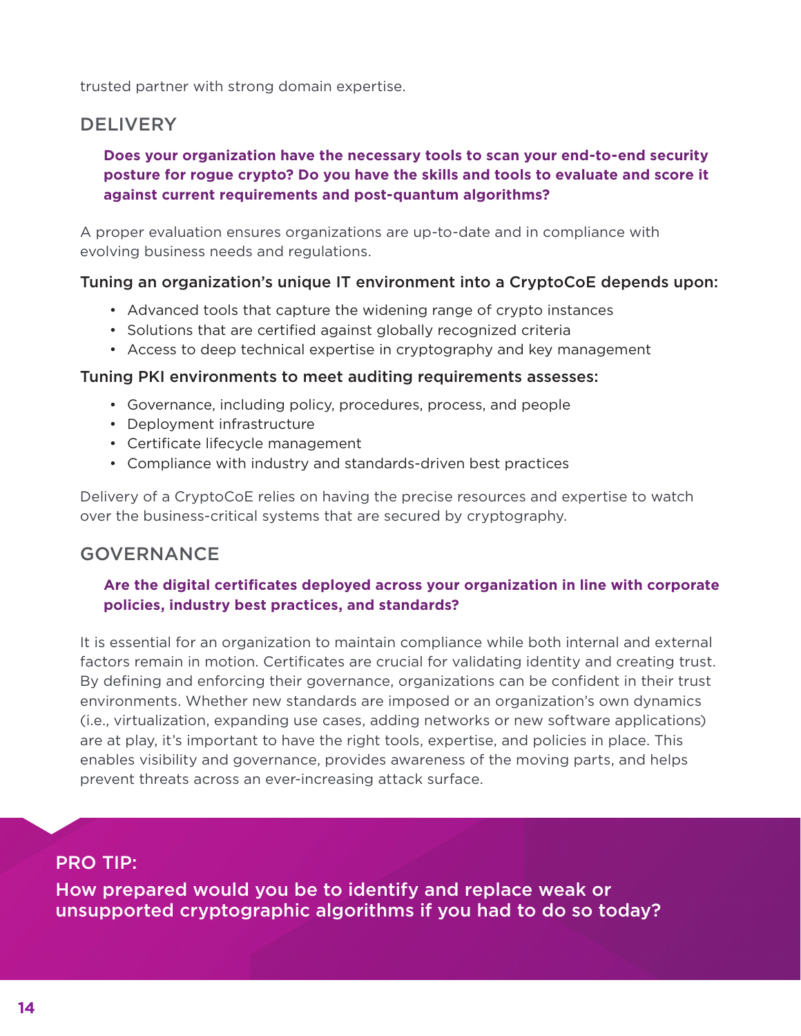trusted partner with strong domain expertise.

## DELIVERY

**Does your organization have the necessary tools to scan your end-to-end security posture for rogue crypto? Do you have the skills and tools to evaluate and score it against current requirements and post-quantum algorithms?**

A proper evaluation ensures organizations are up-to-date and in compliance with evolving business needs and regulations.

### Tuning an organization's unique IT environment into a CryptoCoE depends upon:

- Advanced tools that capture the widening range of crypto instances
- Solutions that are certified against globally recognized criteria
- Access to deep technical expertise in cryptography and key management

### Tuning PKI environments to meet auditing requirements assesses:

- Governance, including policy, procedures, process, and people
- Deployment infrastructure
- Certificate lifecycle management
- Compliance with industry and standards-driven best practices

Delivery of a CryptoCoE relies on having the precise resources and expertise to watch over the business-critical systems that are secured by cryptography.

## GOVERNANCE

**Are the digital certificates deployed across your organization in line with corporate policies, industry best practices, and standards?**

It is essential for an organization to maintain compliance while both internal and external factors remain in motion. Certificates are crucial for validating identity and creating trust. By defining and enforcing their governance, organizations can be confident in their trust environments. Whether new standards are imposed or an organization's own dynamics (i.e., virtualization, expanding use cases, adding networks or new software applications) are at play, it's important to have the right tools, expertise, and policies in place. This enables visibility and governance, provides awareness of the moving parts, and helps prevent threats across an ever-increasing attack surface.

PRO TIP:

How prepared would you be to identify and replace weak or unsupported cryptographic algorithms if you had to do so today?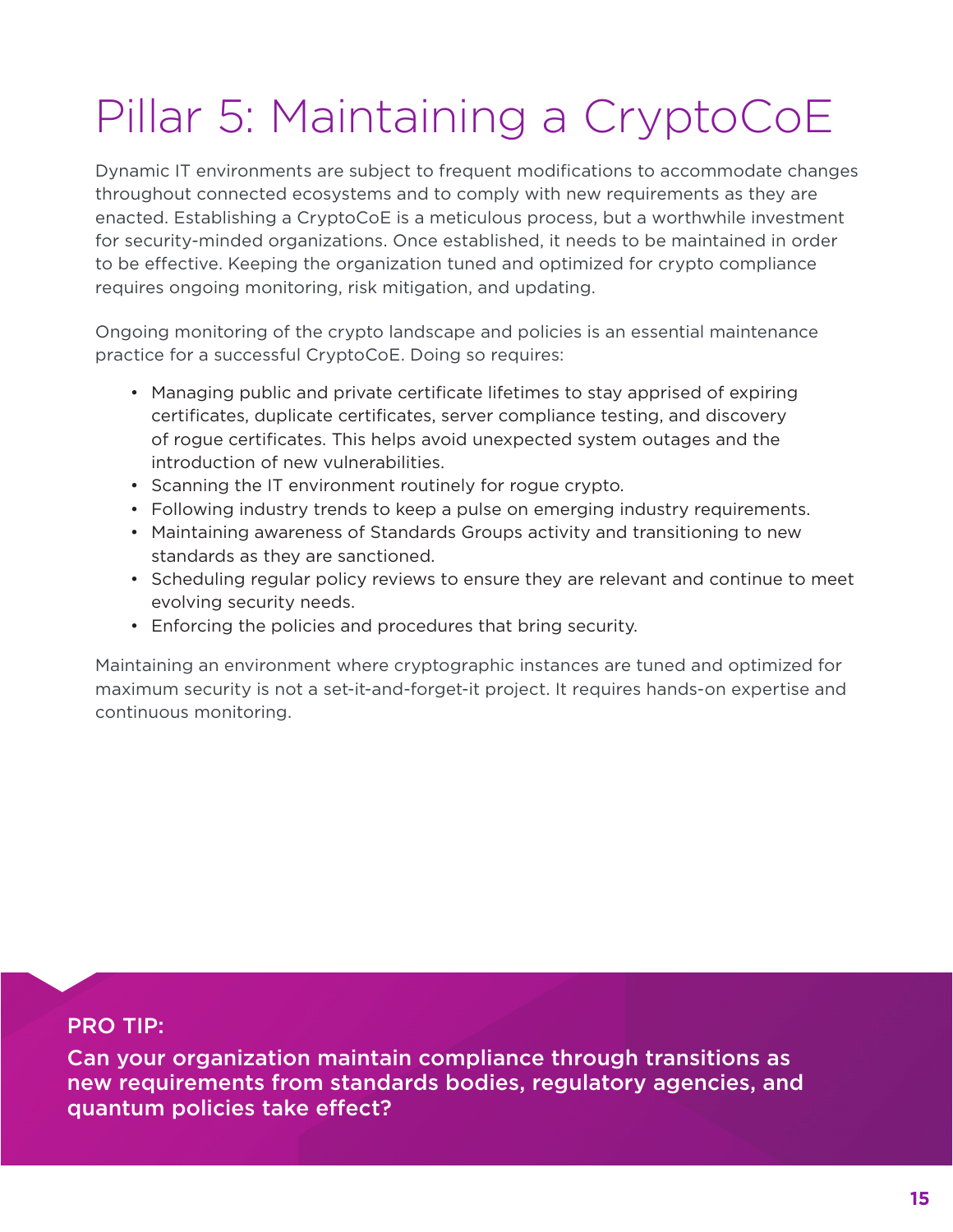# Pillar 5: Maintaining a CryptoCoE

Dynamic IT environments are subject to frequent modifications to accommodate changes throughout connected ecosystems and to comply with new requirements as they are enacted. Establishing a CryptoCoE is a meticulous process, but a worthwhile investment for security-minded organizations. Once established, it needs to be maintained in order to be effective. Keeping the organization tuned and optimized for crypto compliance requires ongoing monitoring, risk mitigation, and updating.

Ongoing monitoring of the crypto landscape and policies is an essential maintenance practice for a successful CryptoCoE. Doing so requires:

- Managing public and private certificate lifetimes to stay apprised of expiring certificates, duplicate certificates, server compliance testing, and discovery of rogue certificates. This helps avoid unexpected system outages and the introduction of new vulnerabilities.
- Scanning the IT environment routinely for rogue crypto.
- Following industry trends to keep a pulse on emerging industry requirements.
- Maintaining awareness of Standards Groups activity and transitioning to new standards as they are sanctioned.
- Scheduling regular policy reviews to ensure they are relevant and continue to meet evolving security needs.
- Enforcing the policies and procedures that bring security.

Maintaining an environment where cryptographic instances are tuned and optimized for maximum security is not a set-it-and-forget-it project. It requires hands-on expertise and continuous monitoring.

**PRO TIP:**

**Can your organization maintain compliance through transitions as new requirements from standards bodies, regulatory agencies, and quantum policies take effect?**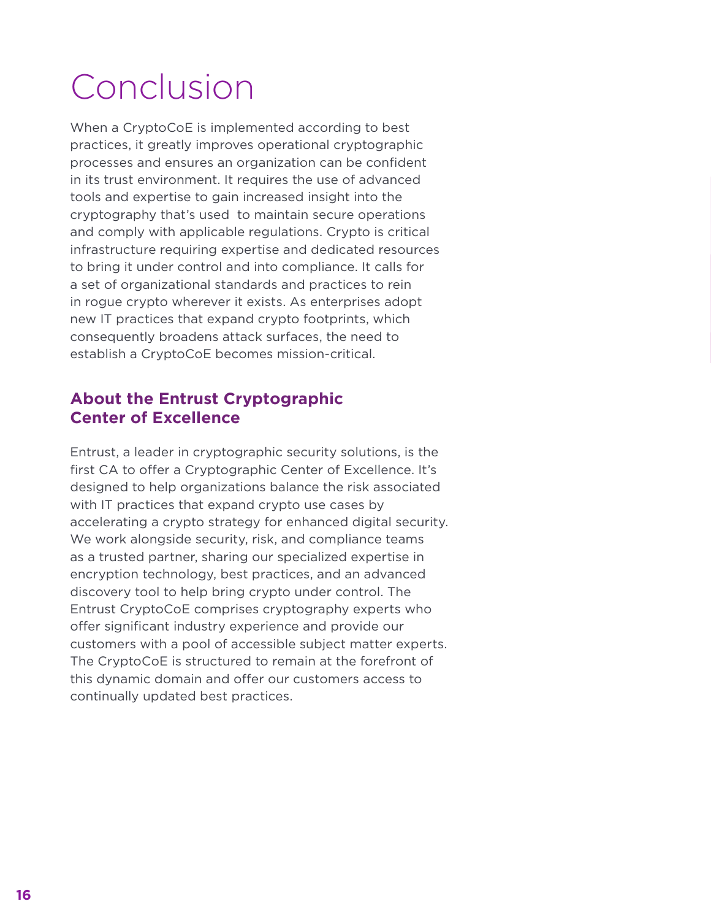# Conclusion

When a CryptoCoE is implemented according to best practices, it greatly improves operational cryptographic processes and ensures an organization can be confident in its trust environment. It requires the use of advanced tools and expertise to gain increased insight into the cryptography that's used to maintain secure operations and comply with applicable regulations. Crypto is critical infrastructure requiring expertise and dedicated resources to bring it under control and into compliance. It calls for a set of organizational standards and practices to rein in rogue crypto wherever it exists. As enterprises adopt new IT practices that expand crypto footprints, which consequently broadens attack surfaces, the need to establish a CryptoCoE becomes mission-critical.

## About the Entrust Cryptographic Center of Excellence

Entrust, a leader in cryptographic security solutions, is the first CA to offer a Cryptographic Center of Excellence. It's designed to help organizations balance the risk associated with IT practices that expand crypto use cases by accelerating a crypto strategy for enhanced digital security. We work alongside security, risk, and compliance teams as a trusted partner, sharing our specialized expertise in encryption technology, best practices, and an advanced discovery tool to help bring crypto under control. The Entrust CryptoCoE comprises cryptography experts who offer significant industry experience and provide our customers with a pool of accessible subject matter experts. The CryptoCoE is structured to remain at the forefront of this dynamic domain and offer our customers access to continually updated best practices.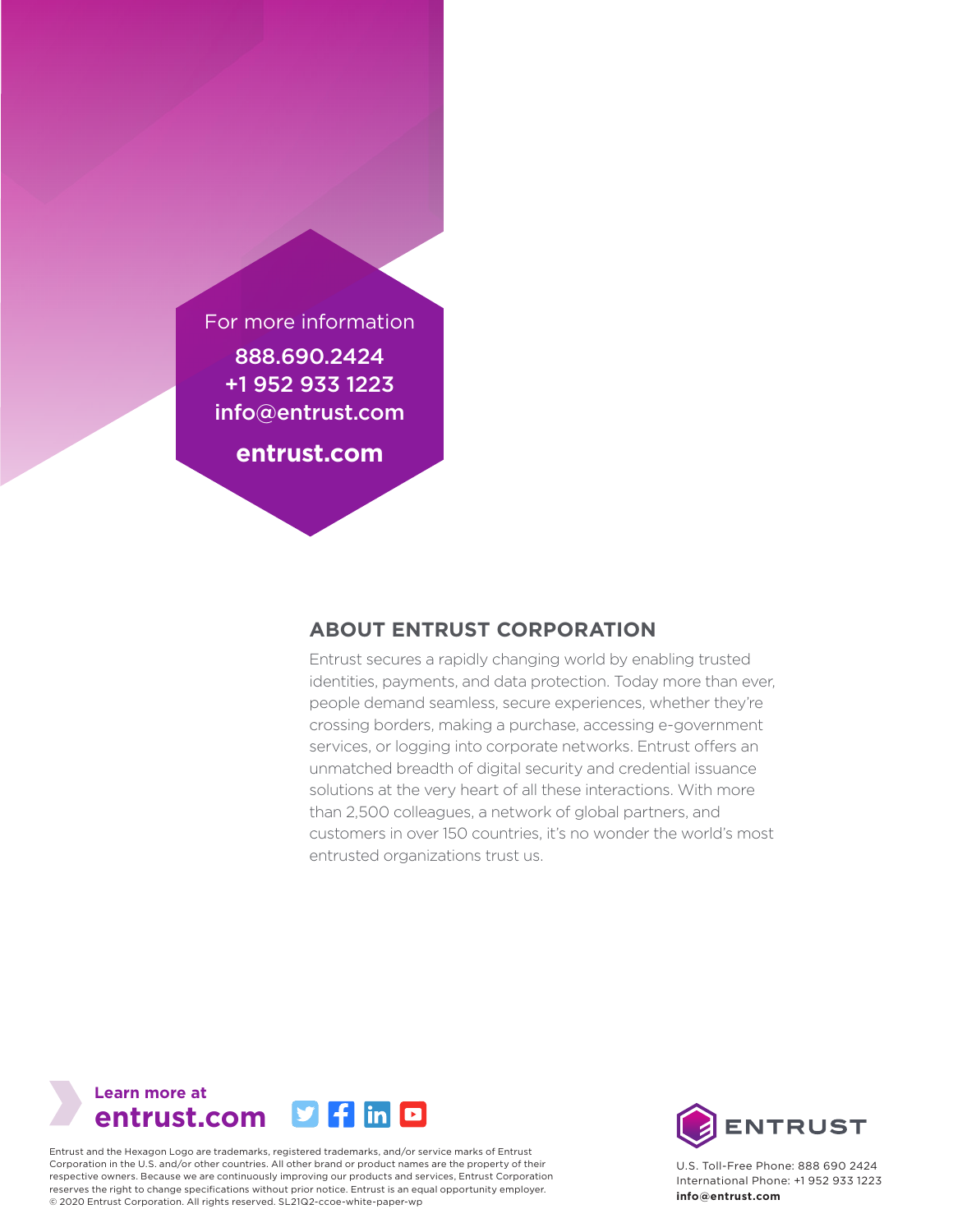For more information

888.690.2424
+1 952 933 1223
info@entrust.com

**entrust.com**

## ABOUT ENTRUST CORPORATION

Entrust secures a rapidly changing world by enabling trusted identities, payments, and data protection. Today more than ever, people demand seamless, secure experiences, whether they're crossing borders, making a purchase, accessing e-government services, or logging into corporate networks. Entrust offers an unmatched breadth of digital security and credential issuance solutions at the very heart of all these interactions. With more than 2,500 colleagues, a network of global partners, and customers in over 150 countries, it's no wonder the world's most entrusted organizations trust us.

**Learn more at**
**entrust.com**

Entrust and the Hexagon Logo are trademarks, registered trademarks, and/or service marks of Entrust Corporation in the U.S. and/or other countries. All other brand or product names are the property of their respective owners. Because we are continuously improving our products and services, Entrust Corporation reserves the right to change specifications without prior notice. Entrust is an equal opportunity employer. © 2020 Entrust Corporation. All rights reserved. SL21Q2-ccoe-white-paper-wp

ENTRUST

U.S. Toll-Free Phone: 888 690 2424
International Phone: +1 952 933 1223
**info@entrust.com**